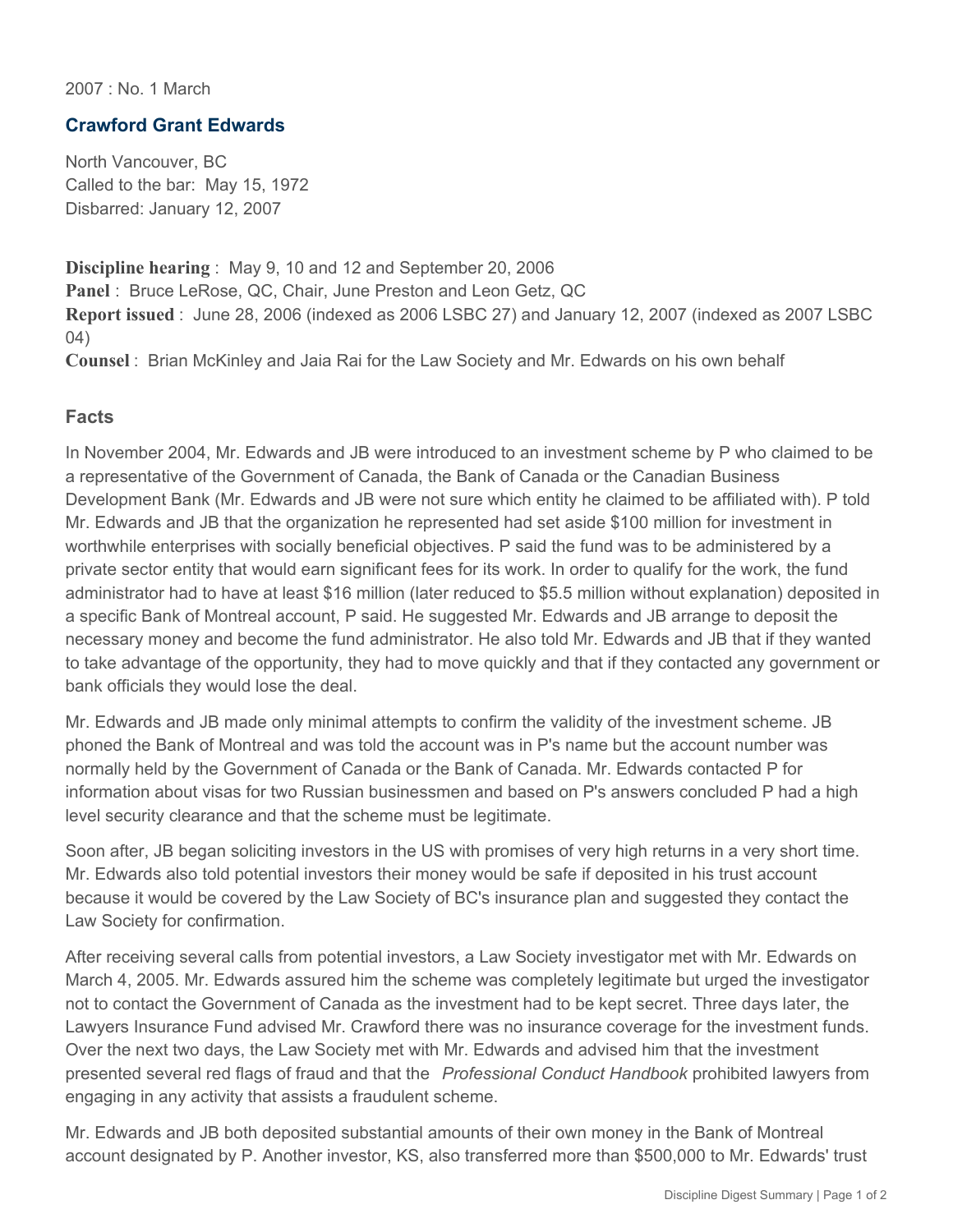2007 : No. 1 March

## Crawford Grant Edwards

North Vancouver, BC
Called to the bar: May 15, 1972
Disbarred: January 12, 2007

**Discipline hearing** : May 9, 10 and 12 and September 20, 2006
**Panel** : Bruce LeRose, QC, Chair, June Preston and Leon Getz, QC
**Report issued** : June 28, 2006 (indexed as 2006 LSBC 27) and January 12, 2007 (indexed as 2007 LSBC 04)
**Counsel** : Brian McKinley and Jaia Rai for the Law Society and Mr. Edwards on his own behalf

### Facts

In November 2004, Mr. Edwards and JB were introduced to an investment scheme by P who claimed to be a representative of the Government of Canada, the Bank of Canada or the Canadian Business Development Bank (Mr. Edwards and JB were not sure which entity he claimed to be affiliated with). P told Mr. Edwards and JB that the organization he represented had set aside $100 million for investment in worthwhile enterprises with socially beneficial objectives. P said the fund was to be administered by a private sector entity that would earn significant fees for its work. In order to qualify for the work, the fund administrator had to have at least $16 million (later reduced to $5.5 million without explanation) deposited in a specific Bank of Montreal account, P said. He suggested Mr. Edwards and JB arrange to deposit the necessary money and become the fund administrator. He also told Mr. Edwards and JB that if they wanted to take advantage of the opportunity, they had to move quickly and that if they contacted any government or bank officials they would lose the deal.

Mr. Edwards and JB made only minimal attempts to confirm the validity of the investment scheme. JB phoned the Bank of Montreal and was told the account was in P's name but the account number was normally held by the Government of Canada or the Bank of Canada. Mr. Edwards contacted P for information about visas for two Russian businessmen and based on P's answers concluded P had a high level security clearance and that the scheme must be legitimate.

Soon after, JB began soliciting investors in the US with promises of very high returns in a very short time. Mr. Edwards also told potential investors their money would be safe if deposited in his trust account because it would be covered by the Law Society of BC's insurance plan and suggested they contact the Law Society for confirmation.

After receiving several calls from potential investors, a Law Society investigator met with Mr. Edwards on March 4, 2005. Mr. Edwards assured him the scheme was completely legitimate but urged the investigator not to contact the Government of Canada as the investment had to be kept secret. Three days later, the Lawyers Insurance Fund advised Mr. Crawford there was no insurance coverage for the investment funds. Over the next two days, the Law Society met with Mr. Edwards and advised him that the investment presented several red flags of fraud and that the *Professional Conduct Handbook* prohibited lawyers from engaging in any activity that assists a fraudulent scheme.

Mr. Edwards and JB both deposited substantial amounts of their own money in the Bank of Montreal account designated by P. Another investor, KS, also transferred more than $500,000 to Mr. Edwards' trust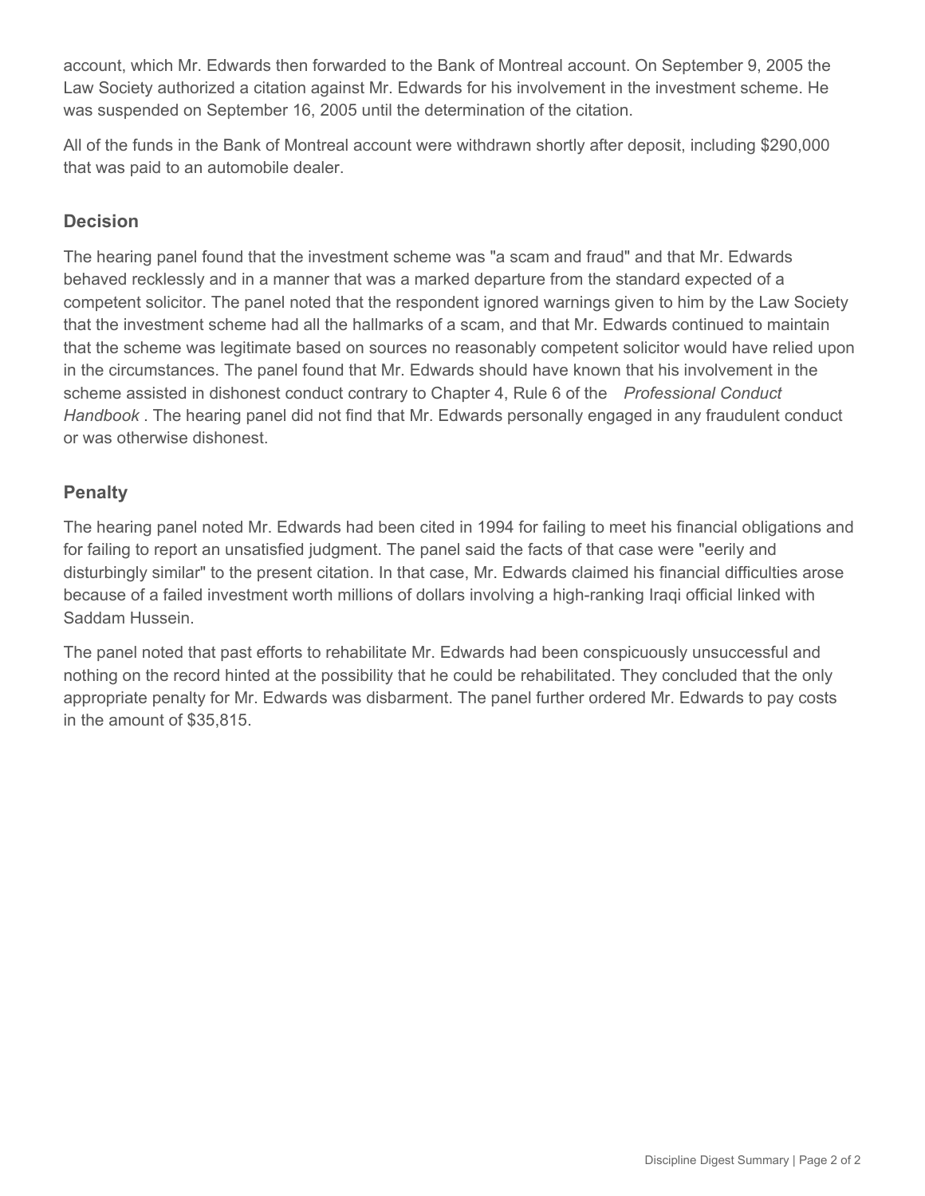account, which Mr. Edwards then forwarded to the Bank of Montreal account. On September 9, 2005 the Law Society authorized a citation against Mr. Edwards for his involvement in the investment scheme. He was suspended on September 16, 2005 until the determination of the citation.

All of the funds in the Bank of Montreal account were withdrawn shortly after deposit, including $290,000 that was paid to an automobile dealer.

### Decision

The hearing panel found that the investment scheme was "a scam and fraud" and that Mr. Edwards behaved recklessly and in a manner that was a marked departure from the standard expected of a competent solicitor. The panel noted that the respondent ignored warnings given to him by the Law Society that the investment scheme had all the hallmarks of a scam, and that Mr. Edwards continued to maintain that the scheme was legitimate based on sources no reasonably competent solicitor would have relied upon in the circumstances. The panel found that Mr. Edwards should have known that his involvement in the scheme assisted in dishonest conduct contrary to Chapter 4, Rule 6 of the *Professional Conduct Handbook*. The hearing panel did not find that Mr. Edwards personally engaged in any fraudulent conduct or was otherwise dishonest.

### Penalty

The hearing panel noted Mr. Edwards had been cited in 1994 for failing to meet his financial obligations and for failing to report an unsatisfied judgment. The panel said the facts of that case were "eerily and disturbingly similar" to the present citation. In that case, Mr. Edwards claimed his financial difficulties arose because of a failed investment worth millions of dollars involving a high-ranking Iraqi official linked with Saddam Hussein.

The panel noted that past efforts to rehabilitate Mr. Edwards had been conspicuously unsuccessful and nothing on the record hinted at the possibility that he could be rehabilitated. They concluded that the only appropriate penalty for Mr. Edwards was disbarment. The panel further ordered Mr. Edwards to pay costs in the amount of $35,815.